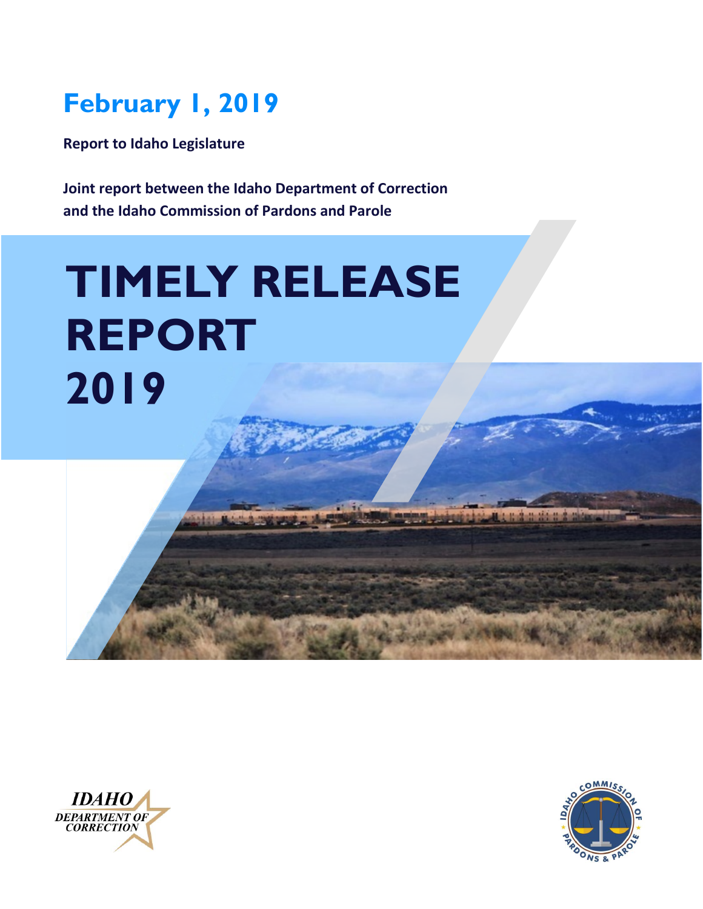**February 1, 2019**

**Report to Idaho Legislature**

**Joint report between the Idaho Department of Correction and the Idaho Commission of Pardons and Parole**

# TIMELY RELEASE REPORT 2019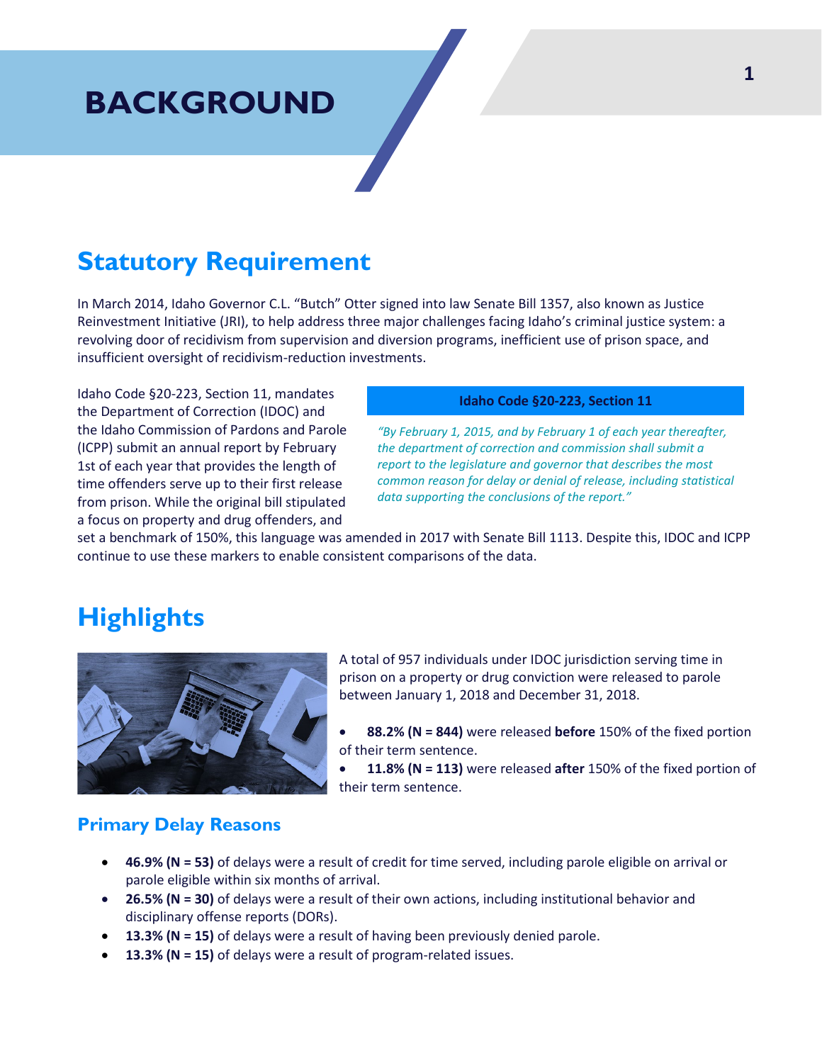# BACKGROUND

## Statutory Requirement

In March 2014, Idaho Governor C.L. "Butch" Otter signed into law Senate Bill 1357, also known as Justice Reinvestment Initiative (JRI), to help address three major challenges facing Idaho's criminal justice system: a revolving door of recidivism from supervision and diversion programs, inefficient use of prison space, and insufficient oversight of recidivism-reduction investments.

Idaho Code §20-223, Section 11, mandates the Department of Correction (IDOC) and the Idaho Commission of Pardons and Parole (ICPP) submit an annual report by February 1st of each year that provides the length of time offenders serve up to their first release from prison. While the original bill stipulated a focus on property and drug offenders, and set a benchmark of 150%, this language was amended in 2017 with Senate Bill 1113. Despite this, IDOC and ICPP continue to use these markers to enable consistent comparisons of the data.

**Idaho Code §20-223, Section 11**

*"By February 1, 2015, and by February 1 of each year thereafter, the department of correction and commission shall submit a report to the legislature and governor that describes the most common reason for delay or denial of release, including statistical data supporting the conclusions of the report."*

## Highlights

A total of 957 individuals under IDOC jurisdiction serving time in prison on a property or drug conviction were released to parole between January 1, 2018 and December 31, 2018.

- **88.2% (N = 844)** were released **before** 150% of the fixed portion of their term sentence.
- **11.8% (N = 113)** were released **after** 150% of the fixed portion of their term sentence.

### Primary Delay Reasons

- **46.9% (N = 53)** of delays were a result of credit for time served, including parole eligible on arrival or parole eligible within six months of arrival.
- **26.5% (N = 30)** of delays were a result of their own actions, including institutional behavior and disciplinary offense reports (DORs).
- **13.3% (N = 15)** of delays were a result of having been previously denied parole.
- **13.3% (N = 15)** of delays were a result of program-related issues.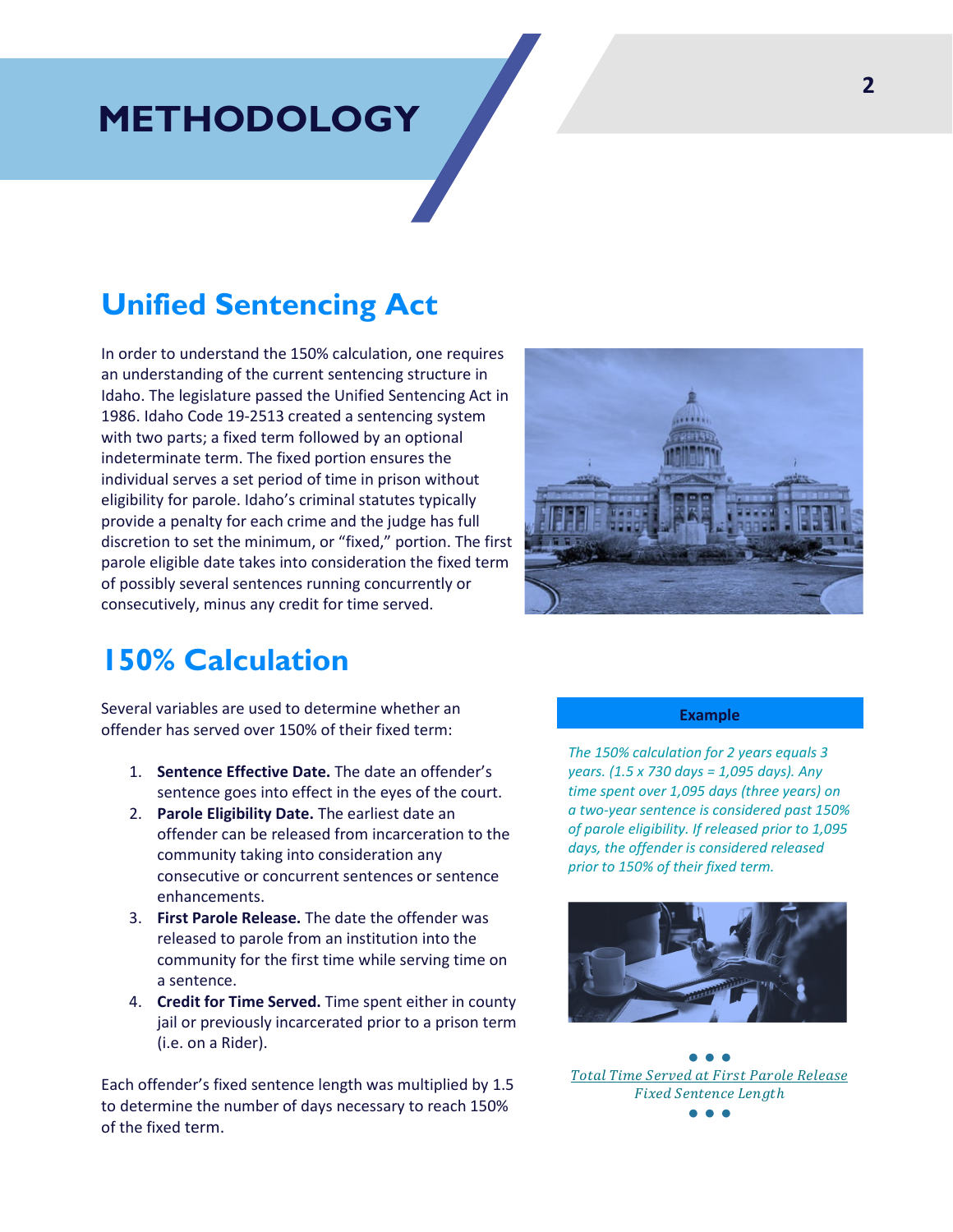# METHODOLOGY

## Unified Sentencing Act

In order to understand the 150% calculation, one requires an understanding of the current sentencing structure in Idaho. The legislature passed the Unified Sentencing Act in 1986. Idaho Code 19-2513 created a sentencing system with two parts; a fixed term followed by an optional indeterminate term. The fixed portion ensures the individual serves a set period of time in prison without eligibility for parole. Idaho's criminal statutes typically provide a penalty for each crime and the judge has full discretion to set the minimum, or "fixed," portion. The first parole eligible date takes into consideration the fixed term of possibly several sentences running concurrently or consecutively, minus any credit for time served.

## 150% Calculation

Several variables are used to determine whether an offender has served over 150% of their fixed term:

1. **Sentence Effective Date.** The date an offender's sentence goes into effect in the eyes of the court.
2. **Parole Eligibility Date.** The earliest date an offender can be released from incarceration to the community taking into consideration any consecutive or concurrent sentences or sentence enhancements.
3. **First Parole Release.** The date the offender was released to parole from an institution into the community for the first time while serving time on a sentence.
4. **Credit for Time Served.** Time spent either in county jail or previously incarcerated prior to a prison term (i.e. on a Rider).

Each offender's fixed sentence length was multiplied by 1.5 to determine the number of days necessary to reach 150% of the fixed term.

**Example**

*The 150% calculation for 2 years equals 3 years. (1.5 x 730 days = 1,095 days). Any time spent over 1,095 days (three years) on a two-year sentence is considered past 150% of parole eligibility. If released prior to 1,095 days, the offender is considered released prior to 150% of their fixed term.*

$$\frac{\textit{Total Time Served at First Parole Release}}{\textit{Fixed Sentence Length}}$$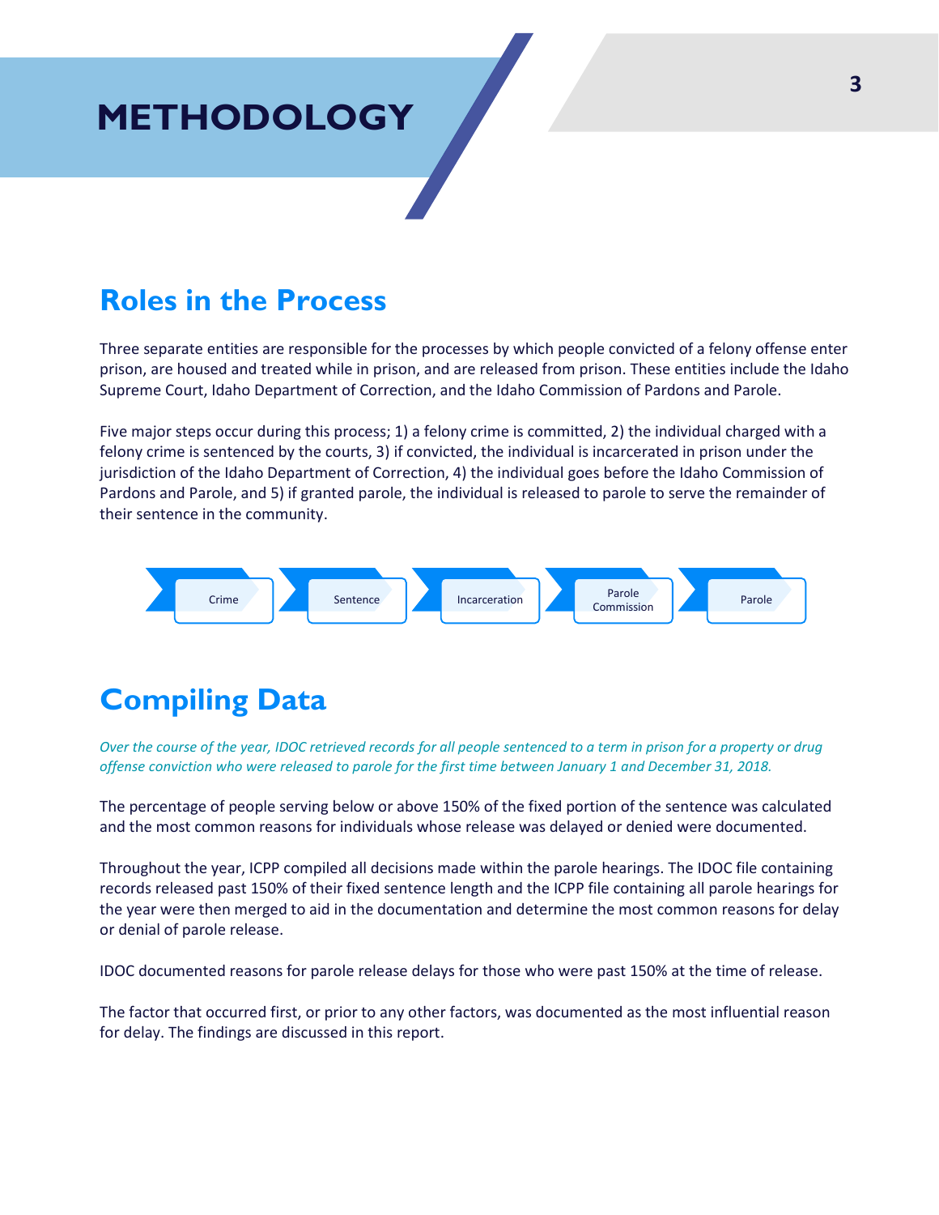# METHODOLOGY

## Roles in the Process

Three separate entities are responsible for the processes by which people convicted of a felony offense enter prison, are housed and treated while in prison, and are released from prison. These entities include the Idaho Supreme Court, Idaho Department of Correction, and the Idaho Commission of Pardons and Parole.

Five major steps occur during this process; 1) a felony crime is committed, 2) the individual charged with a felony crime is sentenced by the courts, 3) if convicted, the individual is incarcerated in prison under the jurisdiction of the Idaho Department of Correction, 4) the individual goes before the Idaho Commission of Pardons and Parole, and 5) if granted parole, the individual is released to parole to serve the remainder of their sentence in the community.

Crime → Sentence → Incarceration → Parole Commission → Parole

## Compiling Data

*Over the course of the year, IDOC retrieved records for all people sentenced to a term in prison for a property or drug offense conviction who were released to parole for the first time between January 1 and December 31, 2018.*

The percentage of people serving below or above 150% of the fixed portion of the sentence was calculated and the most common reasons for individuals whose release was delayed or denied were documented.

Throughout the year, ICPP compiled all decisions made within the parole hearings. The IDOC file containing records released past 150% of their fixed sentence length and the ICPP file containing all parole hearings for the year were then merged to aid in the documentation and determine the most common reasons for delay or denial of parole release.

IDOC documented reasons for parole release delays for those who were past 150% at the time of release.

The factor that occurred first, or prior to any other factors, was documented as the most influential reason for delay. The findings are discussed in this report.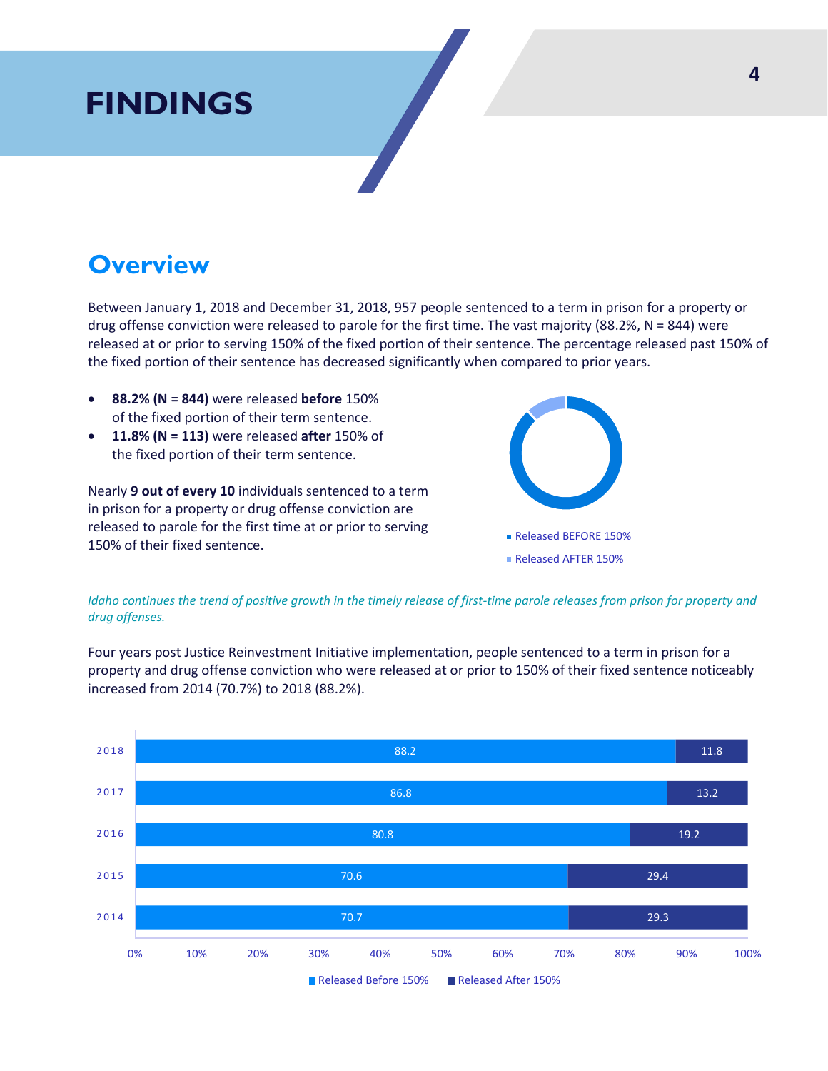# FINDINGS

## Overview

Between January 1, 2018 and December 31, 2018, 957 people sentenced to a term in prison for a property or drug offense conviction were released to parole for the first time. The vast majority (88.2%, N = 844) were released at or prior to serving 150% of the fixed portion of their sentence. The percentage released past 150% of the fixed portion of their sentence has decreased significantly when compared to prior years.

- **88.2% (N = 844)** were released **before** 150% of the fixed portion of their term sentence.
- **11.8% (N = 113)** were released **after** 150% of the fixed portion of their term sentence.

Nearly **9 out of every 10** individuals sentenced to a term in prison for a property or drug offense conviction are released to parole for the first time at or prior to serving 150% of their fixed sentence.

- Released BEFORE 150%
- Released AFTER 150%

*Idaho continues the trend of positive growth in the timely release of first-time parole releases from prison for property and drug offenses.*

Four years post Justice Reinvestment Initiative implementation, people sentenced to a term in prison for a property and drug offense conviction who were released at or prior to 150% of their fixed sentence noticeably increased from 2014 (70.7%) to 2018 (88.2%).

| Year | Released Before 150% | Released After 150% |
|---|---|---|
| 2018 | 88.2 | 11.8 |
| 2017 | 86.8 | 13.2 |
| 2016 | 80.8 | 19.2 |
| 2015 | 70.6 | 29.4 |
| 2014 | 70.7 | 29.3 |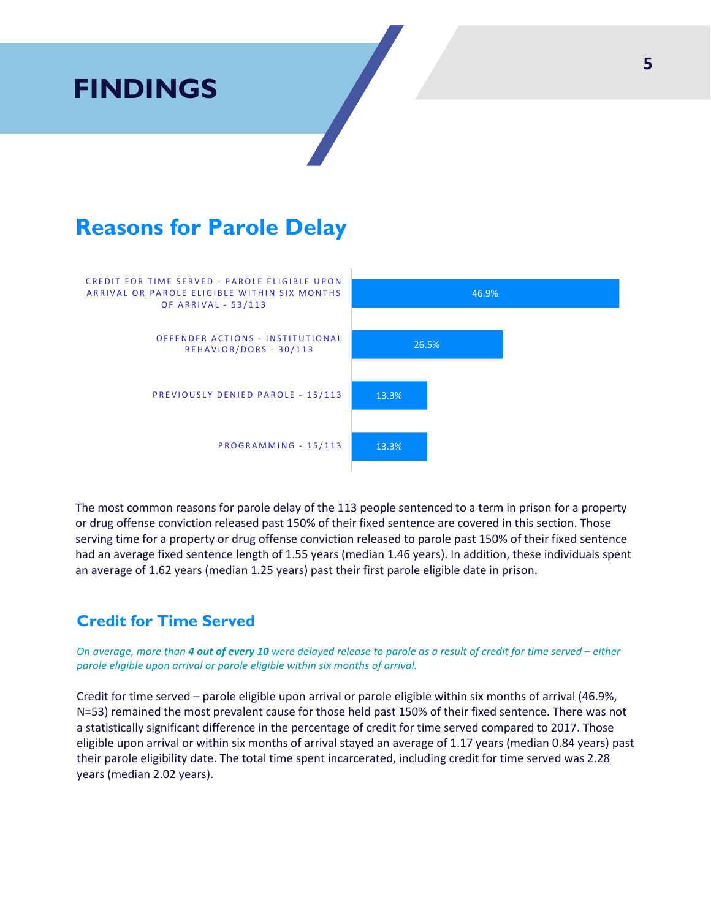# FINDINGS

## Reasons for Parole Delay

| Reason | Percentage |
|---|---|
| CREDIT FOR TIME SERVED - PAROLE ELIGIBLE UPON ARRIVAL OR PAROLE ELIGIBLE WITHIN SIX MONTHS OF ARRIVAL - 53/113 | 46.9% |
| OFFENDER ACTIONS - INSTITUTIONAL BEHAVIOR/DORS - 30/113 | 26.5% |
| PREVIOUSLY DENIED PAROLE - 15/113 | 13.3% |
| PROGRAMMING - 15/113 | 13.3% |

The most common reasons for parole delay of the 113 people sentenced to a term in prison for a property or drug offense conviction released past 150% of their fixed sentence are covered in this section. Those serving time for a property or drug offense conviction released to parole past 150% of their fixed sentence had an average fixed sentence length of 1.55 years (median 1.46 years). In addition, these individuals spent an average of 1.62 years (median 1.25 years) past their first parole eligible date in prison.

### Credit for Time Served

*On average, more than **4 out of every 10** were delayed release to parole as a result of credit for time served – either parole eligible upon arrival or parole eligible within six months of arrival.*

Credit for time served – parole eligible upon arrival or parole eligible within six months of arrival (46.9%, N=53) remained the most prevalent cause for those held past 150% of their fixed sentence. There was not a statistically significant difference in the percentage of credit for time served compared to 2017. Those eligible upon arrival or within six months of arrival stayed an average of 1.17 years (median 0.84 years) past their parole eligibility date. The total time spent incarcerated, including credit for time served was 2.28 years (median 2.02 years).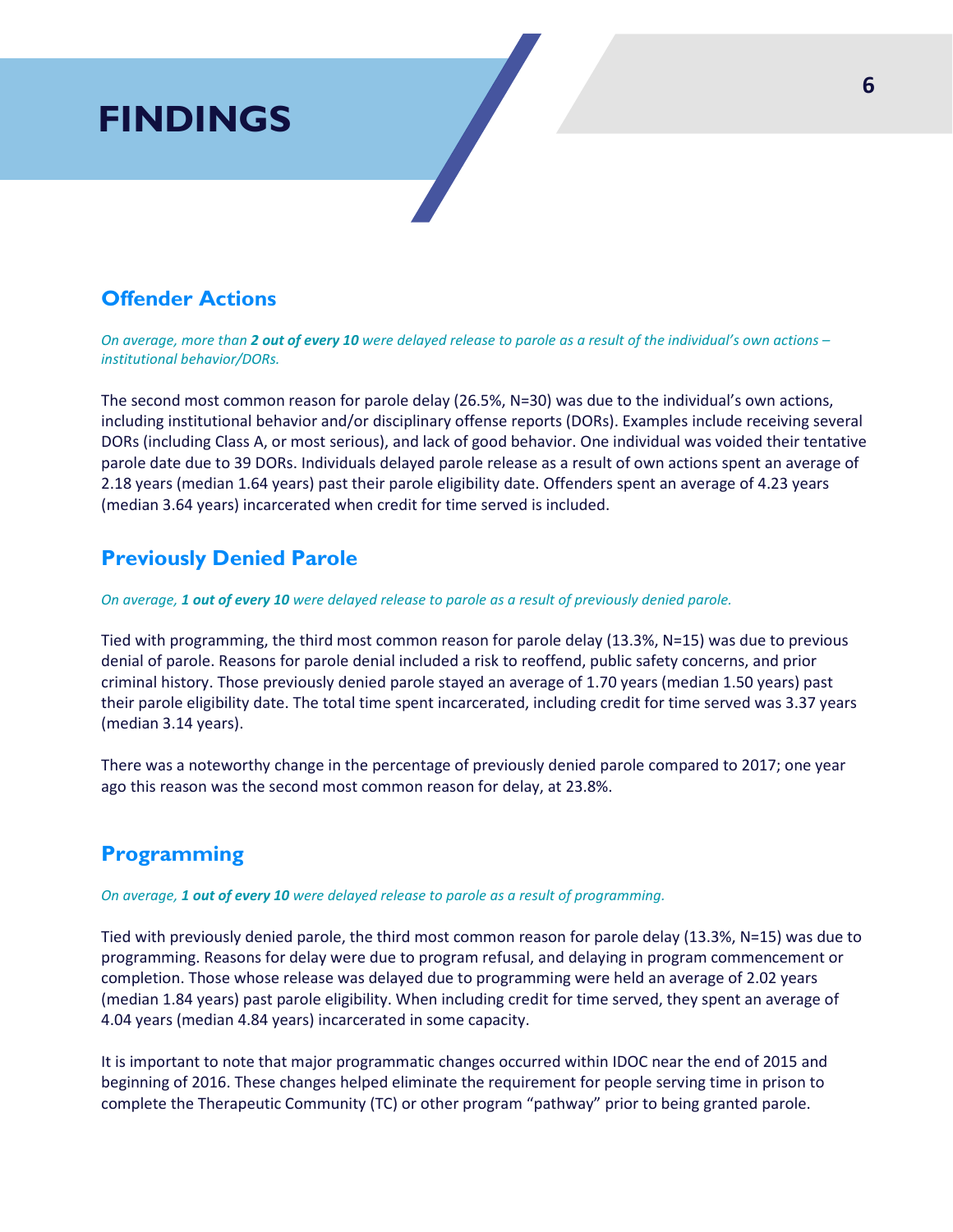# FINDINGS

## Offender Actions

*On average, more than **2 out of every 10** were delayed release to parole as a result of the individual's own actions – institutional behavior/DORs.*

The second most common reason for parole delay (26.5%, N=30) was due to the individual's own actions, including institutional behavior and/or disciplinary offense reports (DORs). Examples include receiving several DORs (including Class A, or most serious), and lack of good behavior. One individual was voided their tentative parole date due to 39 DORs. Individuals delayed parole release as a result of own actions spent an average of 2.18 years (median 1.64 years) past their parole eligibility date. Offenders spent an average of 4.23 years (median 3.64 years) incarcerated when credit for time served is included.

## Previously Denied Parole

*On average, **1 out of every 10** were delayed release to parole as a result of previously denied parole.*

Tied with programming, the third most common reason for parole delay (13.3%, N=15) was due to previous denial of parole. Reasons for parole denial included a risk to reoffend, public safety concerns, and prior criminal history. Those previously denied parole stayed an average of 1.70 years (median 1.50 years) past their parole eligibility date. The total time spent incarcerated, including credit for time served was 3.37 years (median 3.14 years).

There was a noteworthy change in the percentage of previously denied parole compared to 2017; one year ago this reason was the second most common reason for delay, at 23.8%.

## Programming

*On average, **1 out of every 10** were delayed release to parole as a result of programming.*

Tied with previously denied parole, the third most common reason for parole delay (13.3%, N=15) was due to programming. Reasons for delay were due to program refusal, and delaying in program commencement or completion. Those whose release was delayed due to programming were held an average of 2.02 years (median 1.84 years) past parole eligibility. When including credit for time served, they spent an average of 4.04 years (median 4.84 years) incarcerated in some capacity.

It is important to note that major programmatic changes occurred within IDOC near the end of 2015 and beginning of 2016. These changes helped eliminate the requirement for people serving time in prison to complete the Therapeutic Community (TC) or other program "pathway" prior to being granted parole.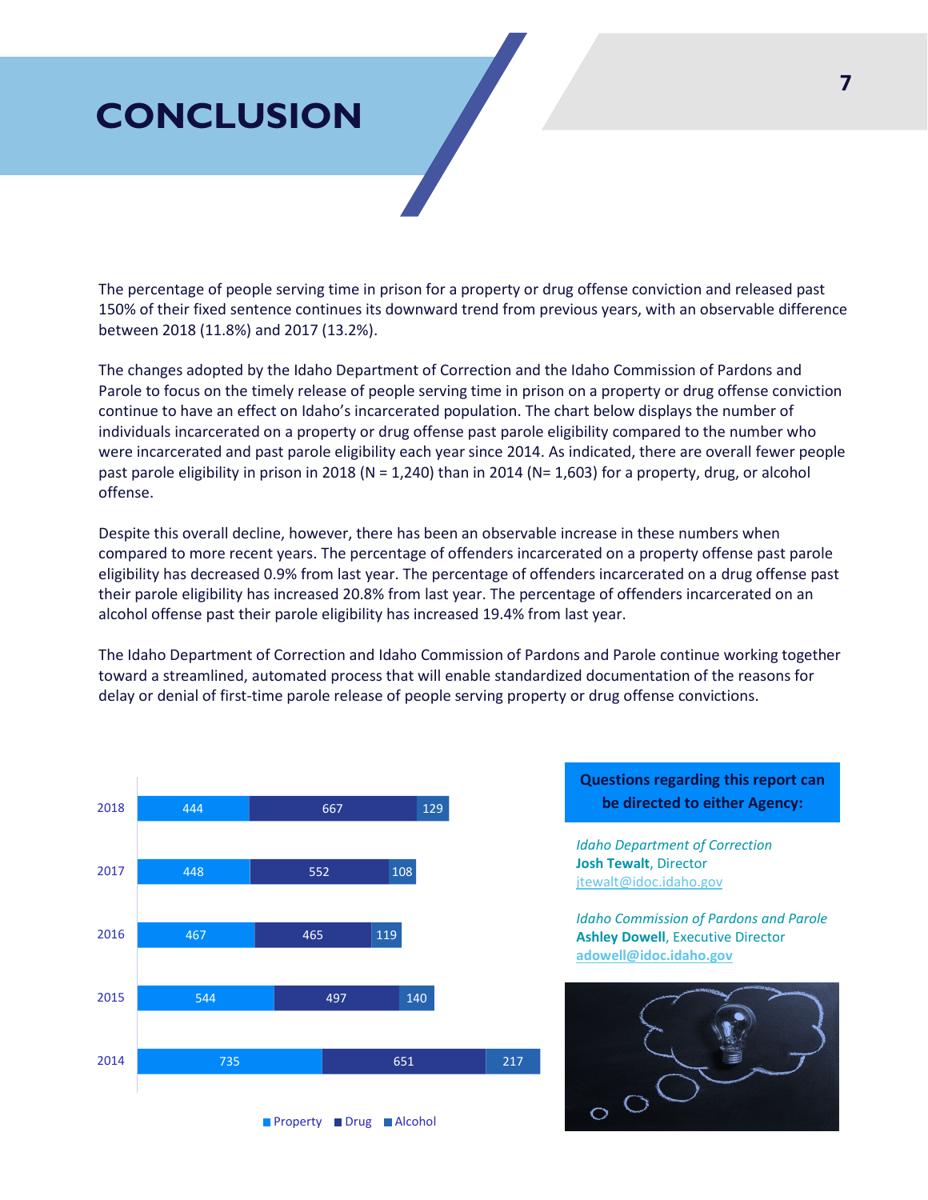# CONCLUSION

The percentage of people serving time in prison for a property or drug offense conviction and released past 150% of their fixed sentence continues its downward trend from previous years, with an observable difference between 2018 (11.8%) and 2017 (13.2%).

The changes adopted by the Idaho Department of Correction and the Idaho Commission of Pardons and Parole to focus on the timely release of people serving time in prison on a property or drug offense conviction continue to have an effect on Idaho's incarcerated population. The chart below displays the number of individuals incarcerated on a property or drug offense past parole eligibility compared to the number who were incarcerated and past parole eligibility each year since 2014. As indicated, there are overall fewer people past parole eligibility in prison in 2018 (N = 1,240) than in 2014 (N= 1,603) for a property, drug, or alcohol offense.

Despite this overall decline, however, there has been an observable increase in these numbers when compared to more recent years. The percentage of offenders incarcerated on a property offense past parole eligibility has decreased 0.9% from last year. The percentage of offenders incarcerated on a drug offense past their parole eligibility has increased 20.8% from last year. The percentage of offenders incarcerated on an alcohol offense past their parole eligibility has increased 19.4% from last year.

The Idaho Department of Correction and Idaho Commission of Pardons and Parole continue working together toward a streamlined, automated process that will enable standardized documentation of the reasons for delay or denial of first-time parole release of people serving property or drug offense convictions.

2018 444 667 129
2017 448 552 108
2016 467 465 119
2015 544 497 140
2014 735 651 217

Property Drug Alcohol

**Questions regarding this report can be directed to either Agency:**

*Idaho Department of Correction*
**Josh Tewalt**, Director
jtewalt@idoc.idaho.gov

*Idaho Commission of Pardons and Parole*
**Ashley Dowell**, Executive Director
adowell@idoc.idaho.gov